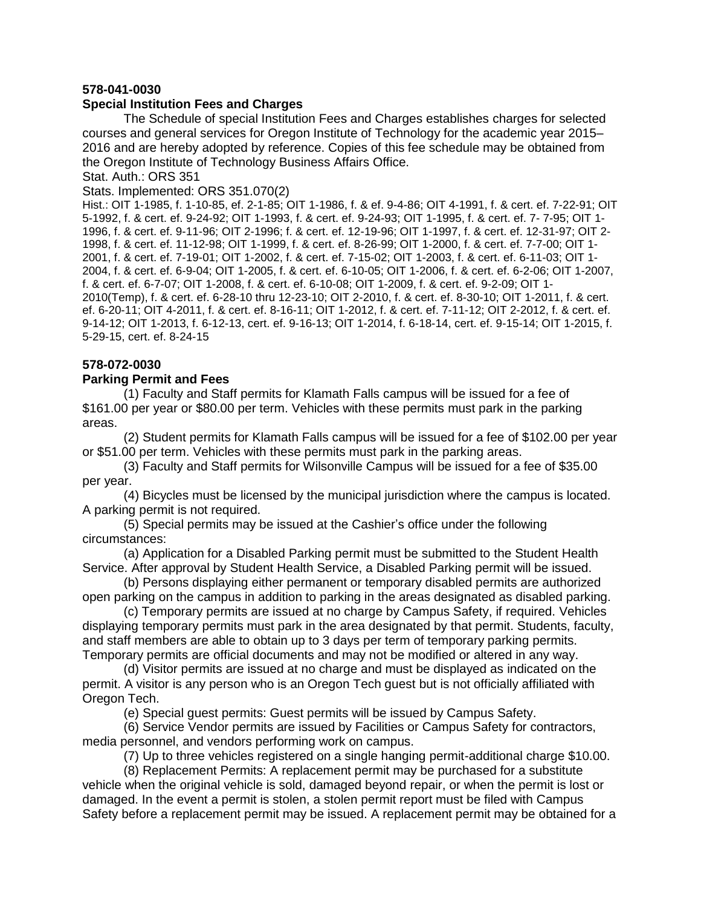**578-041-0030**
**Special Institution Fees and Charges**

The Schedule of special Institution Fees and Charges establishes charges for selected courses and general services for Oregon Institute of Technology for the academic year 2015–2016 and are hereby adopted by reference. Copies of this fee schedule may be obtained from the Oregon Institute of Technology Business Affairs Office.

Stat. Auth.: ORS 351

Stats. Implemented: ORS 351.070(2)

Hist.: OIT 1-1985, f. 1-10-85, ef. 2-1-85; OIT 1-1986, f. & ef. 9-4-86; OIT 4-1991, f. & cert. ef. 7-22-91; OIT 5-1992, f. & cert. ef. 9-24-92; OIT 1-1993, f. & cert. ef. 9-24-93; OIT 1-1995, f. & cert. ef. 7- 7-95; OIT 1-1996, f. & cert. ef. 9-11-96; OIT 2-1996; f. & cert. ef. 12-19-96; OIT 1-1997, f. & cert. ef. 12-31-97; OIT 2-1998, f. & cert. ef. 11-12-98; OIT 1-1999, f. & cert. ef. 8-26-99; OIT 1-2000, f. & cert. ef. 7-7-00; OIT 1-2001, f. & cert. ef. 7-19-01; OIT 1-2002, f. & cert. ef. 7-15-02; OIT 1-2003, f. & cert. ef. 6-11-03; OIT 1-2004, f. & cert. ef. 6-9-04; OIT 1-2005, f. & cert. ef. 6-10-05; OIT 1-2006, f. & cert. ef. 6-2-06; OIT 1-2007, f. & cert. ef. 6-7-07; OIT 1-2008, f. & cert. ef. 6-10-08; OIT 1-2009, f. & cert. ef. 9-2-09; OIT 1-2010(Temp), f. & cert. ef. 6-28-10 thru 12-23-10; OIT 2-2010, f. & cert. ef. 8-30-10; OIT 1-2011, f. & cert. ef. 6-20-11; OIT 4-2011, f. & cert. ef. 8-16-11; OIT 1-2012, f. & cert. ef. 7-11-12; OIT 2-2012, f. & cert. ef. 9-14-12; OIT 1-2013, f. 6-12-13, cert. ef. 9-16-13; OIT 1-2014, f. 6-18-14, cert. ef. 9-15-14; OIT 1-2015, f. 5-29-15, cert. ef. 8-24-15

**578-072-0030**
**Parking Permit and Fees**

(1) Faculty and Staff permits for Klamath Falls campus will be issued for a fee of $161.00 per year or $80.00 per term. Vehicles with these permits must park in the parking areas.

(2) Student permits for Klamath Falls campus will be issued for a fee of $102.00 per year or $51.00 per term. Vehicles with these permits must park in the parking areas.

(3) Faculty and Staff permits for Wilsonville Campus will be issued for a fee of $35.00 per year.

(4) Bicycles must be licensed by the municipal jurisdiction where the campus is located. A parking permit is not required.

(5) Special permits may be issued at the Cashier’s office under the following circumstances:

(a) Application for a Disabled Parking permit must be submitted to the Student Health Service. After approval by Student Health Service, a Disabled Parking permit will be issued.

(b) Persons displaying either permanent or temporary disabled permits are authorized open parking on the campus in addition to parking in the areas designated as disabled parking.

(c) Temporary permits are issued at no charge by Campus Safety, if required. Vehicles displaying temporary permits must park in the area designated by that permit. Students, faculty, and staff members are able to obtain up to 3 days per term of temporary parking permits. Temporary permits are official documents and may not be modified or altered in any way.

(d) Visitor permits are issued at no charge and must be displayed as indicated on the permit. A visitor is any person who is an Oregon Tech guest but is not officially affiliated with Oregon Tech.

(e) Special guest permits: Guest permits will be issued by Campus Safety.

(6) Service Vendor permits are issued by Facilities or Campus Safety for contractors, media personnel, and vendors performing work on campus.

(7) Up to three vehicles registered on a single hanging permit-additional charge $10.00.

(8) Replacement Permits: A replacement permit may be purchased for a substitute vehicle when the original vehicle is sold, damaged beyond repair, or when the permit is lost or damaged. In the event a permit is stolen, a stolen permit report must be filed with Campus Safety before a replacement permit may be issued. A replacement permit may be obtained for a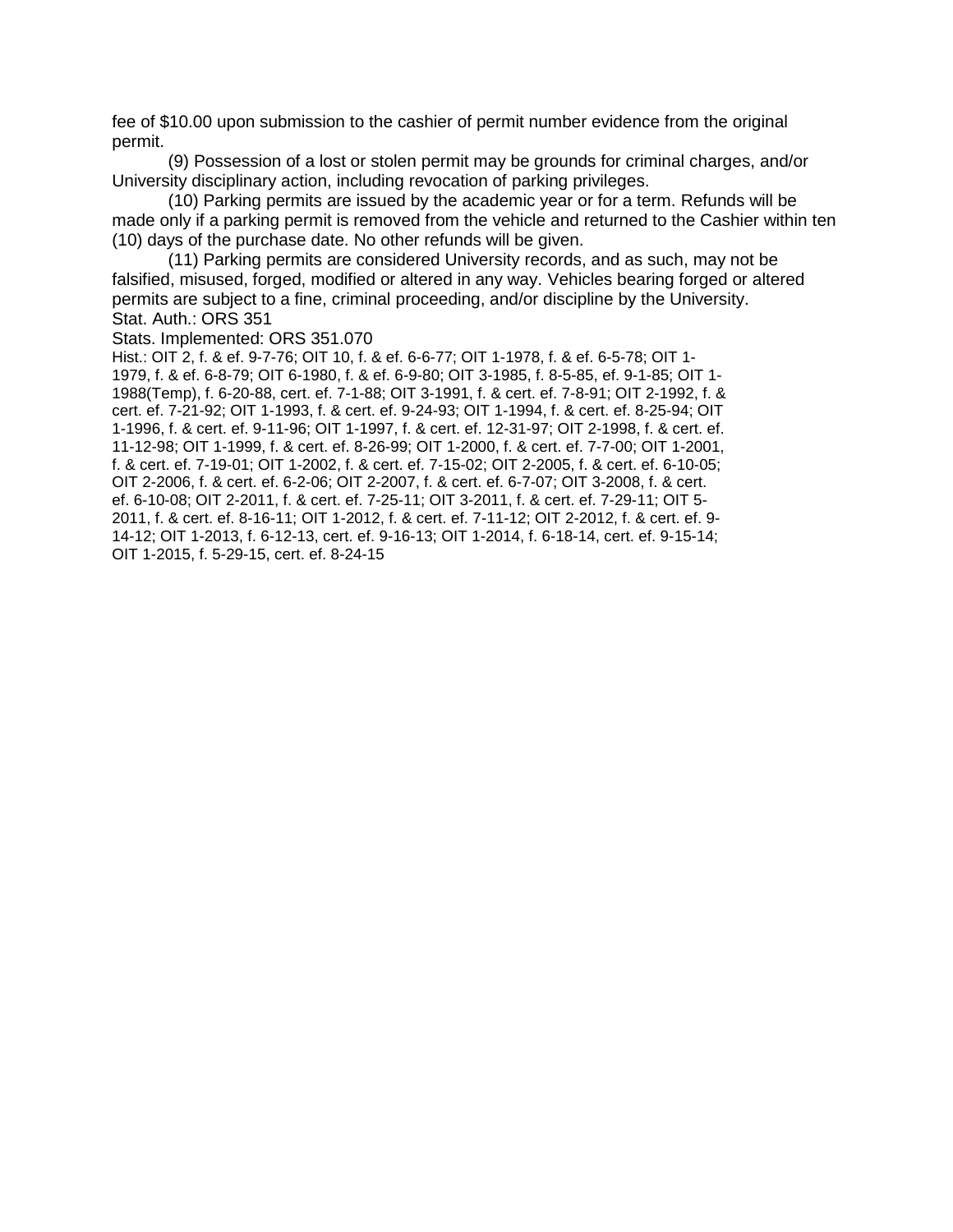fee of $10.00 upon submission to the cashier of permit number evidence from the original permit.

(9) Possession of a lost or stolen permit may be grounds for criminal charges, and/or University disciplinary action, including revocation of parking privileges.

(10) Parking permits are issued by the academic year or for a term. Refunds will be made only if a parking permit is removed from the vehicle and returned to the Cashier within ten (10) days of the purchase date. No other refunds will be given.

(11) Parking permits are considered University records, and as such, may not be falsified, misused, forged, modified or altered in any way. Vehicles bearing forged or altered permits are subject to a fine, criminal proceeding, and/or discipline by the University.

Stat. Auth.: ORS 351

Stats. Implemented: ORS 351.070

Hist.: OIT 2, f. & ef. 9-7-76; OIT 10, f. & ef. 6-6-77; OIT 1-1978, f. & ef. 6-5-78; OIT 1-1979, f. & ef. 6-8-79; OIT 6-1980, f. & ef. 6-9-80; OIT 3-1985, f. 8-5-85, ef. 9-1-85; OIT 1-1988(Temp), f. 6-20-88, cert. ef. 7-1-88; OIT 3-1991, f. & cert. ef. 7-8-91; OIT 2-1992, f. & cert. ef. 7-21-92; OIT 1-1993, f. & cert. ef. 9-24-93; OIT 1-1994, f. & cert. ef. 8-25-94; OIT 1-1996, f. & cert. ef. 9-11-96; OIT 1-1997, f. & cert. ef. 12-31-97; OIT 2-1998, f. & cert. ef. 11-12-98; OIT 1-1999, f. & cert. ef. 8-26-99; OIT 1-2000, f. & cert. ef. 7-7-00; OIT 1-2001, f. & cert. ef. 7-19-01; OIT 1-2002, f. & cert. ef. 7-15-02; OIT 2-2005, f. & cert. ef. 6-10-05; OIT 2-2006, f. & cert. ef. 6-2-06; OIT 2-2007, f. & cert. ef. 6-7-07; OIT 3-2008, f. & cert. ef. 6-10-08; OIT 2-2011, f. & cert. ef. 7-25-11; OIT 3-2011, f. & cert. ef. 7-29-11; OIT 5-2011, f. & cert. ef. 8-16-11; OIT 1-2012, f. & cert. ef. 7-11-12; OIT 2-2012, f. & cert. ef. 9-14-12; OIT 1-2013, f. 6-12-13, cert. ef. 9-16-13; OIT 1-2014, f. 6-18-14, cert. ef. 9-15-14; OIT 1-2015, f. 5-29-15, cert. ef. 8-24-15